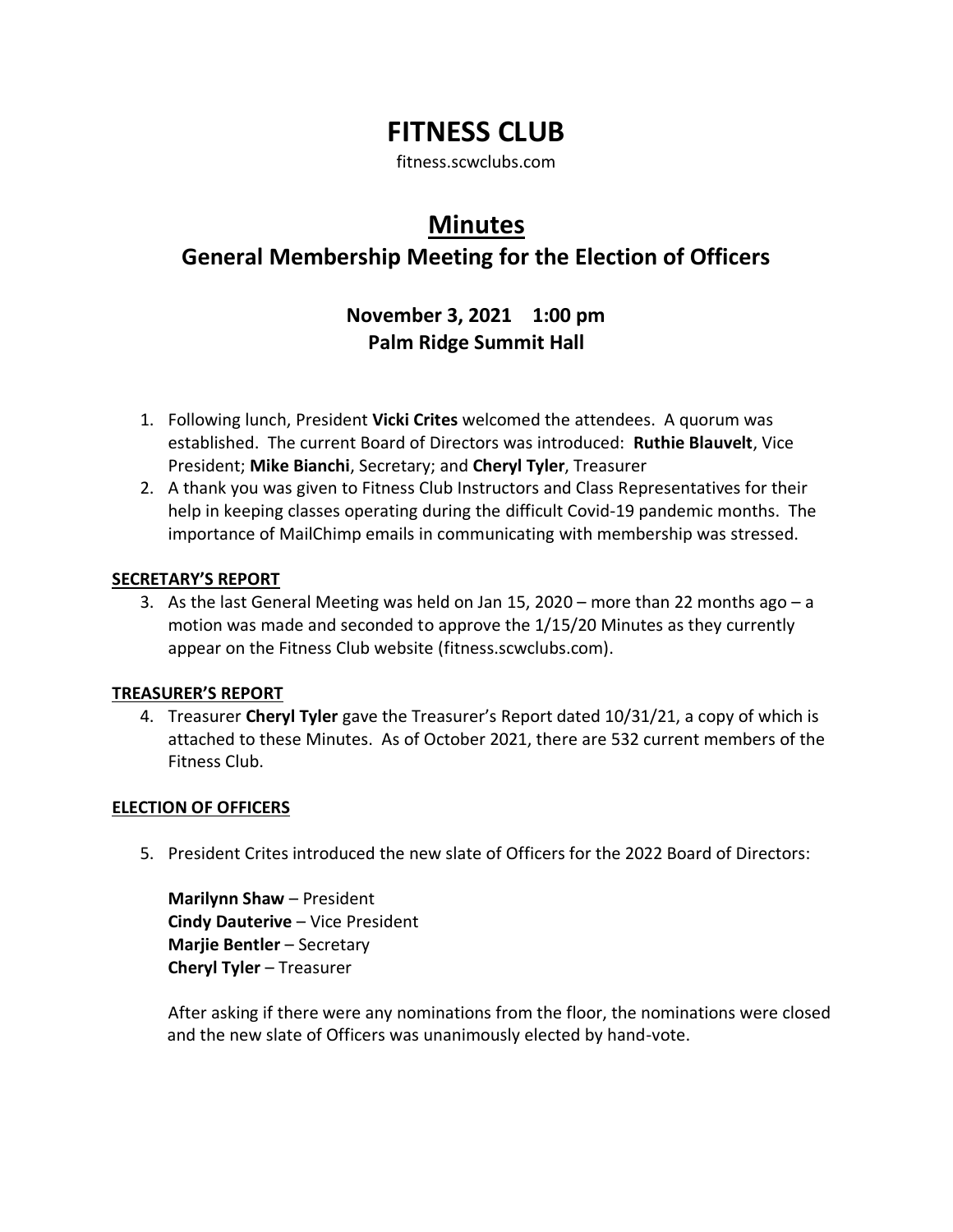# FITNESS CLUB

fitness.scwclubs.com

## Minutes

### General Membership Meeting for the Election of Officers

**November 3, 2021 1:00 pm**
**Palm Ridge Summit Hall**

1. Following lunch, President **Vicki Crites** welcomed the attendees. A quorum was established. The current Board of Directors was introduced: **Ruthie Blauvelt**, Vice President; **Mike Bianchi**, Secretary; and **Cheryl Tyler**, Treasurer
2. A thank you was given to Fitness Club Instructors and Class Representatives for their help in keeping classes operating during the difficult Covid-19 pandemic months. The importance of MailChimp emails in communicating with membership was stressed.

**SECRETARY'S REPORT**

3. As the last General Meeting was held on Jan 15, 2020 – more than 22 months ago – a motion was made and seconded to approve the 1/15/20 Minutes as they currently appear on the Fitness Club website (fitness.scwclubs.com).

**TREASURER'S REPORT**

4. Treasurer **Cheryl Tyler** gave the Treasurer's Report dated 10/31/21, a copy of which is attached to these Minutes. As of October 2021, there are 532 current members of the Fitness Club.

**ELECTION OF OFFICERS**

5. President Crites introduced the new slate of Officers for the 2022 Board of Directors:

   **Marilynn Shaw** – President
   **Cindy Dauterive** – Vice President
   **Marjie Bentler** – Secretary
   **Cheryl Tyler** – Treasurer

   After asking if there were any nominations from the floor, the nominations were closed and the new slate of Officers was unanimously elected by hand-vote.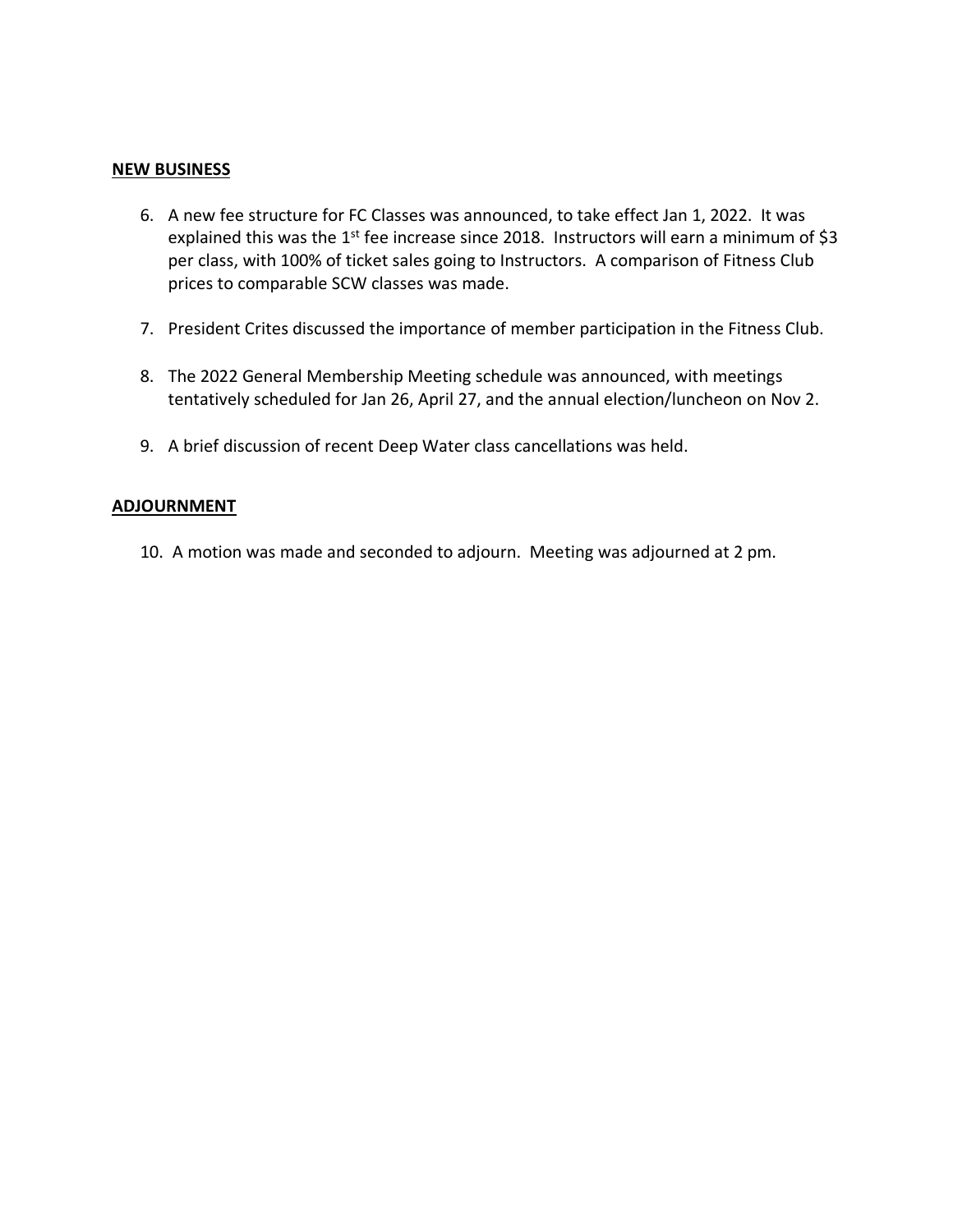**NEW BUSINESS**

6. A new fee structure for FC Classes was announced, to take effect Jan 1, 2022. It was explained this was the 1st fee increase since 2018. Instructors will earn a minimum of $3 per class, with 100% of ticket sales going to Instructors. A comparison of Fitness Club prices to comparable SCW classes was made.

7. President Crites discussed the importance of member participation in the Fitness Club.

8. The 2022 General Membership Meeting schedule was announced, with meetings tentatively scheduled for Jan 26, April 27, and the annual election/luncheon on Nov 2.

9. A brief discussion of recent Deep Water class cancellations was held.

**ADJOURNMENT**

10. A motion was made and seconded to adjourn. Meeting was adjourned at 2 pm.